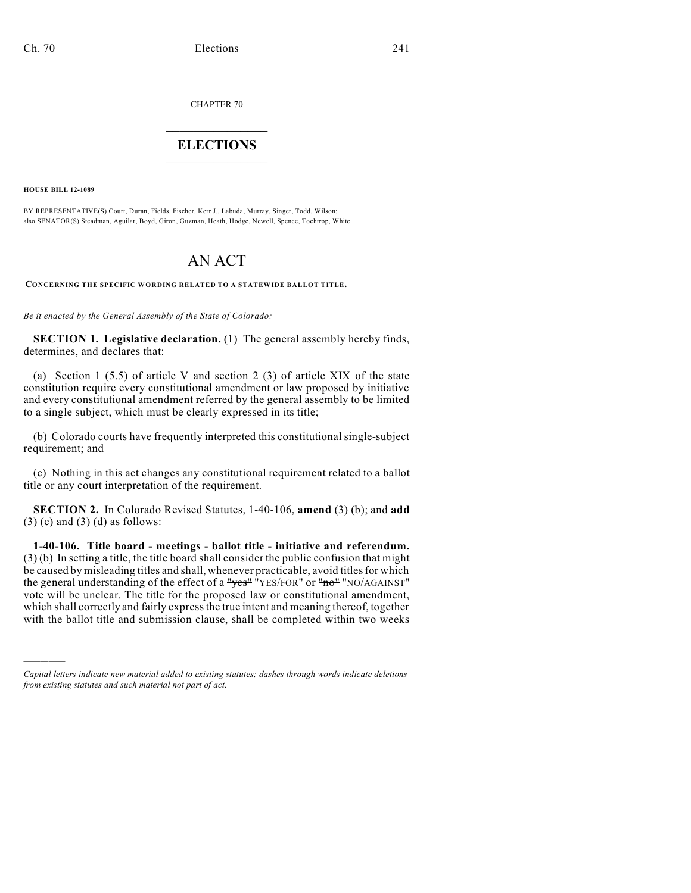CHAPTER 70

# ELECTIONS

**HOUSE BILL 12-1089**

BY REPRESENTATIVE(S) Court, Duran, Fields, Fischer, Kerr J., Labuda, Murray, Singer, Todd, Wilson;
also SENATOR(S) Steadman, Aguilar, Boyd, Giron, Guzman, Heath, Hodge, Newell, Spence, Tochtrop, White.

# AN ACT

**CONCERNING THE SPECIFIC WORDING RELATED TO A STATEWIDE BALLOT TITLE.**

*Be it enacted by the General Assembly of the State of Colorado:*

**SECTION 1. Legislative declaration.** (1) The general assembly hereby finds, determines, and declares that:

(a) Section 1 (5.5) of article V and section 2 (3) of article XIX of the state constitution require every constitutional amendment or law proposed by initiative and every constitutional amendment referred by the general assembly to be limited to a single subject, which must be clearly expressed in its title;

(b) Colorado courts have frequently interpreted this constitutional single-subject requirement; and

(c) Nothing in this act changes any constitutional requirement related to a ballot title or any court interpretation of the requirement.

**SECTION 2.** In Colorado Revised Statutes, 1-40-106, **amend** (3) (b); and **add** (3) (c) and (3) (d) as follows:

**1-40-106. Title board - meetings - ballot title - initiative and referendum.** (3) (b) In setting a title, the title board shall consider the public confusion that might be caused by misleading titles and shall, whenever practicable, avoid titles for which the general understanding of the effect of a ~~"yes"~~ "YES/FOR" or ~~"no"~~ "NO/AGAINST" vote will be unclear. The title for the proposed law or constitutional amendment, which shall correctly and fairly express the true intent and meaning thereof, together with the ballot title and submission clause, shall be completed within two weeks

---

*Capital letters indicate new material added to existing statutes; dashes through words indicate deletions from existing statutes and such material not part of act.*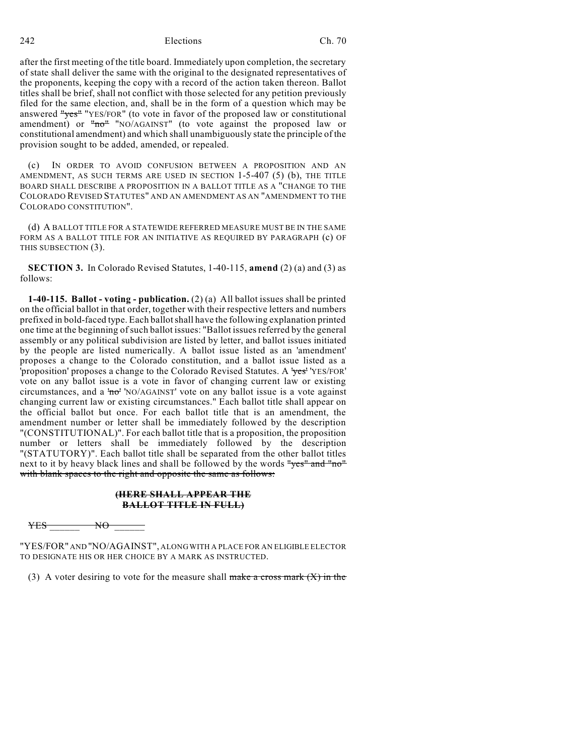after the first meeting of the title board. Immediately upon completion, the secretary of state shall deliver the same with the original to the designated representatives of the proponents, keeping the copy with a record of the action taken thereon. Ballot titles shall be brief, shall not conflict with those selected for any petition previously filed for the same election, and, shall be in the form of a question which may be answered ~~"yes"~~ "YES/FOR" (to vote in favor of the proposed law or constitutional amendment) or ~~"no"~~ "NO/AGAINST" (to vote against the proposed law or constitutional amendment) and which shall unambiguously state the principle of the provision sought to be added, amended, or repealed.

(c) IN ORDER TO AVOID CONFUSION BETWEEN A PROPOSITION AND AN AMENDMENT, AS SUCH TERMS ARE USED IN SECTION 1-5-407 (5) (b), THE TITLE BOARD SHALL DESCRIBE A PROPOSITION IN A BALLOT TITLE AS A "CHANGE TO THE COLORADO REVISED STATUTES" AND AN AMENDMENT AS AN "AMENDMENT TO THE COLORADO CONSTITUTION".

(d) A BALLOT TITLE FOR A STATEWIDE REFERRED MEASURE MUST BE IN THE SAME FORM AS A BALLOT TITLE FOR AN INITIATIVE AS REQUIRED BY PARAGRAPH (c) OF THIS SUBSECTION (3).

**SECTION 3.** In Colorado Revised Statutes, 1-40-115, **amend** (2) (a) and (3) as follows:

**1-40-115. Ballot - voting - publication.** (2) (a) All ballot issues shall be printed on the official ballot in that order, together with their respective letters and numbers prefixed in bold-faced type. Each ballot shall have the following explanation printed one time at the beginning of such ballot issues: "Ballot issues referred by the general assembly or any political subdivision are listed by letter, and ballot issues initiated by the people are listed numerically. A ballot issue listed as an 'amendment' proposes a change to the Colorado constitution, and a ballot issue listed as a 'proposition' proposes a change to the Colorado Revised Statutes. A ~~'yes'~~ 'YES/FOR' vote on any ballot issue is a vote in favor of changing current law or existing circumstances, and a ~~'no'~~ 'NO/AGAINST' vote on any ballot issue is a vote against changing current law or existing circumstances." Each ballot title shall appear on the official ballot but once. For each ballot title that is an amendment, the amendment number or letter shall be immediately followed by the description "(CONSTITUTIONAL)". For each ballot title that is a proposition, the proposition number or letters shall be immediately followed by the description "(STATUTORY)". Each ballot title shall be separated from the other ballot titles next to it by heavy black lines and shall be followed by the words ~~"yes" and "no" with blank spaces to the right and opposite the same as follows:~~

**~~(HERE SHALL APPEAR THE BALLOT TITLE IN FULL)~~**

~~YES \_\_\_\_\_\_ NO \_\_\_\_\_\_~~

"YES/FOR" AND "NO/AGAINST", ALONG WITH A PLACE FOR AN ELIGIBLE ELECTOR TO DESIGNATE HIS OR HER CHOICE BY A MARK AS INSTRUCTED.

(3) A voter desiring to vote for the measure shall ~~make a cross mark (X) in the~~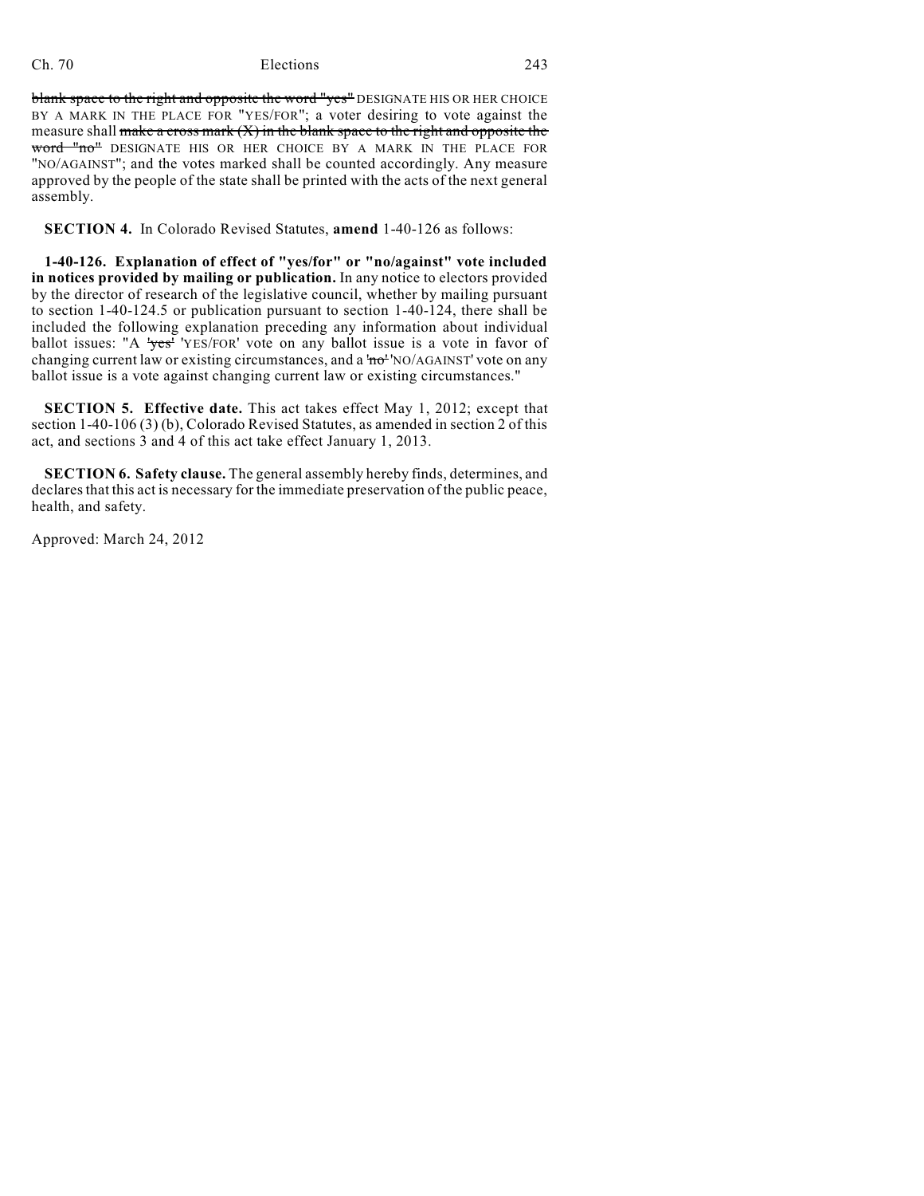~~blank space to the right and opposite the word "yes"~~ DESIGNATE HIS OR HER CHOICE BY A MARK IN THE PLACE FOR "YES/FOR"; a voter desiring to vote against the measure shall ~~make a cross mark (X) in the blank space to the right and opposite the word "no"~~ DESIGNATE HIS OR HER CHOICE BY A MARK IN THE PLACE FOR "NO/AGAINST"; and the votes marked shall be counted accordingly. Any measure approved by the people of the state shall be printed with the acts of the next general assembly.

**SECTION 4.** In Colorado Revised Statutes, **amend** 1-40-126 as follows:

**1-40-126. Explanation of effect of "yes/for" or "no/against" vote included in notices provided by mailing or publication.** In any notice to electors provided by the director of research of the legislative council, whether by mailing pursuant to section 1-40-124.5 or publication pursuant to section 1-40-124, there shall be included the following explanation preceding any information about individual ballot issues: "A ~~'yes'~~ 'YES/FOR' vote on any ballot issue is a vote in favor of changing current law or existing circumstances, and a ~~'no'~~ 'NO/AGAINST' vote on any ballot issue is a vote against changing current law or existing circumstances."

**SECTION 5. Effective date.** This act takes effect May 1, 2012; except that section 1-40-106 (3) (b), Colorado Revised Statutes, as amended in section 2 of this act, and sections 3 and 4 of this act take effect January 1, 2013.

**SECTION 6. Safety clause.** The general assembly hereby finds, determines, and declares that this act is necessary for the immediate preservation of the public peace, health, and safety.

Approved: March 24, 2012